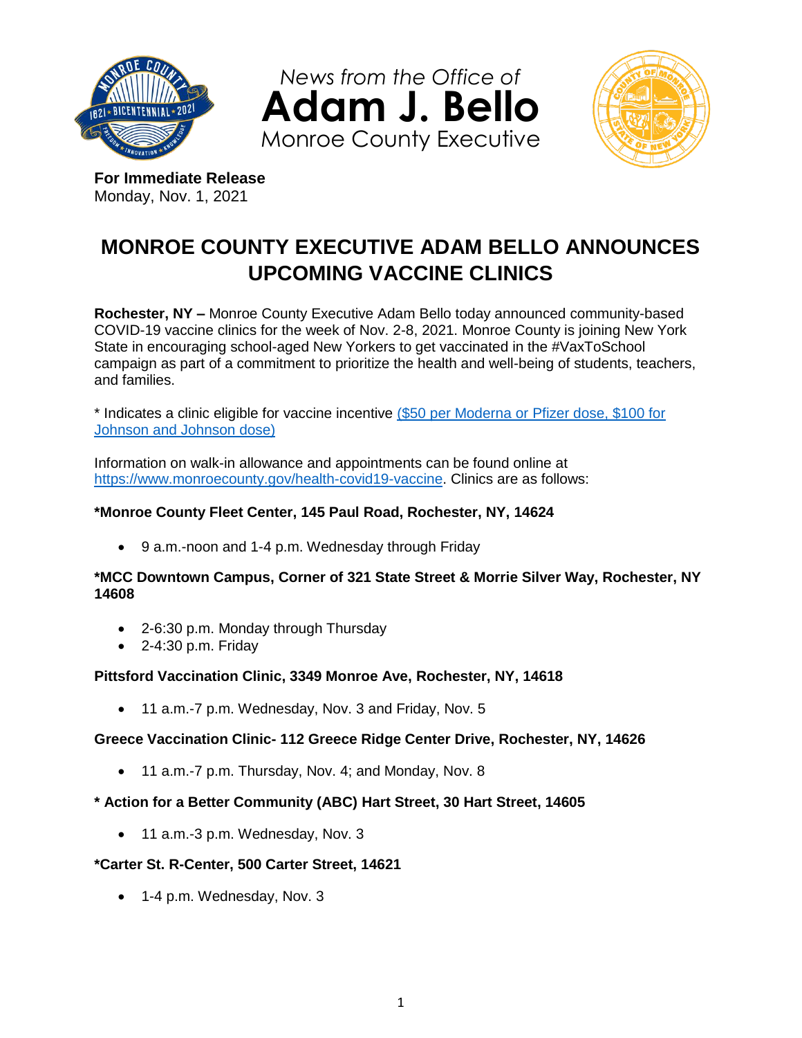*News from the Office of*
**Adam J. Bello**
Monroe County Executive

**For Immediate Release**
Monday, Nov. 1, 2021

# MONROE COUNTY EXECUTIVE ADAM BELLO ANNOUNCES UPCOMING VACCINE CLINICS

**Rochester, NY –** Monroe County Executive Adam Bello today announced community-based COVID-19 vaccine clinics for the week of Nov. 2-8, 2021. Monroe County is joining New York State in encouraging school-aged New Yorkers to get vaccinated in the #VaxToSchool campaign as part of a commitment to prioritize the health and well-being of students, teachers, and families.

* Indicates a clinic eligible for vaccine incentive ($50 per Moderna or Pfizer dose, $100 for Johnson and Johnson dose)

Information on walk-in allowance and appointments can be found online at https://www.monroecounty.gov/health-covid19-vaccine. Clinics are as follows:

**\*Monroe County Fleet Center, 145 Paul Road, Rochester, NY, 14624**

- 9 a.m.-noon and 1-4 p.m. Wednesday through Friday

**\*MCC Downtown Campus, Corner of 321 State Street & Morrie Silver Way, Rochester, NY 14608**

- 2-6:30 p.m. Monday through Thursday
- 2-4:30 p.m. Friday

**Pittsford Vaccination Clinic, 3349 Monroe Ave, Rochester, NY, 14618**

- 11 a.m.-7 p.m. Wednesday, Nov. 3 and Friday, Nov. 5

**Greece Vaccination Clinic- 112 Greece Ridge Center Drive, Rochester, NY, 14626**

- 11 a.m.-7 p.m. Thursday, Nov. 4; and Monday, Nov. 8

**\* Action for a Better Community (ABC) Hart Street, 30 Hart Street, 14605**

- 11 a.m.-3 p.m. Wednesday, Nov. 3

**\*Carter St. R-Center, 500 Carter Street, 14621**

- 1-4 p.m. Wednesday, Nov. 3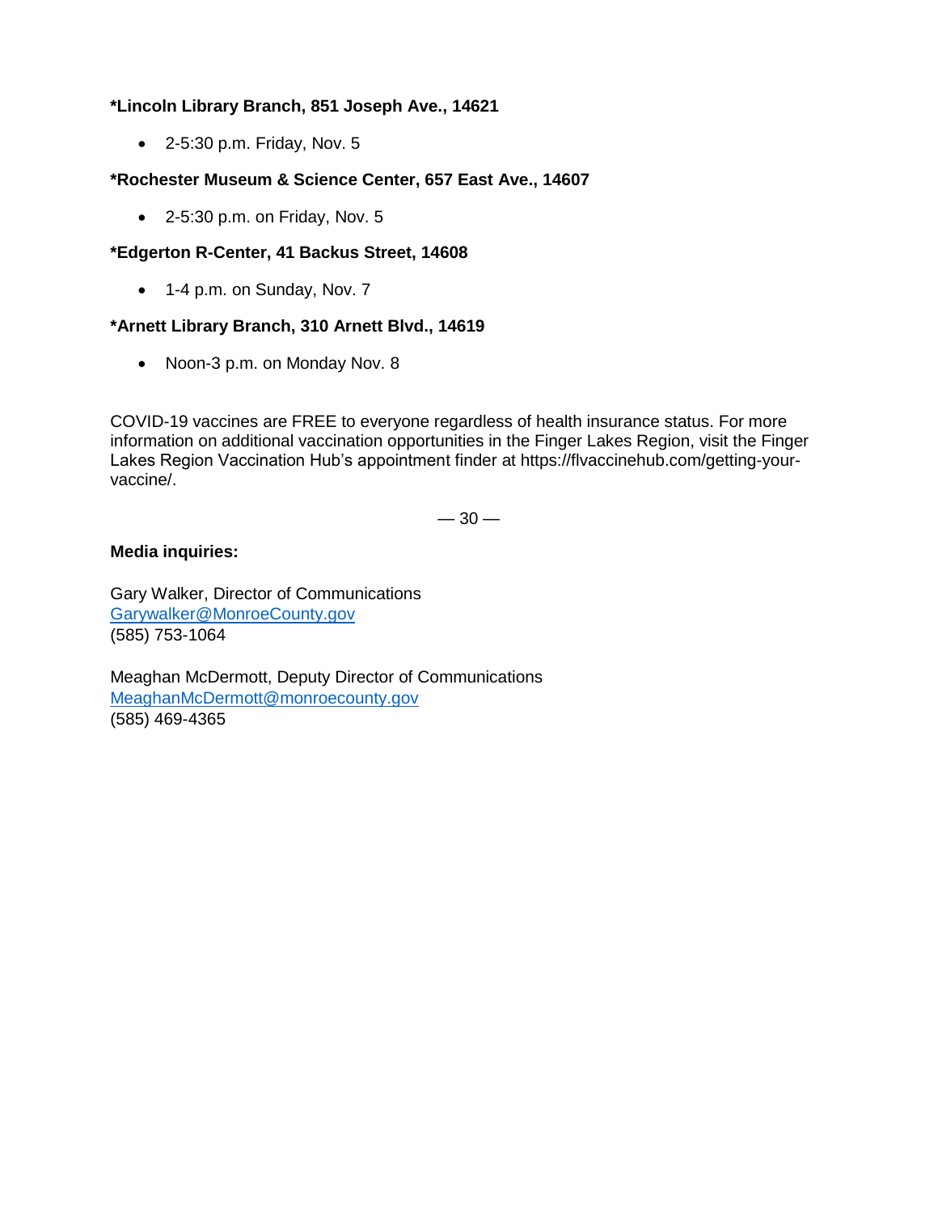**\*Lincoln Library Branch, 851 Joseph Ave., 14621**

- 2-5:30 p.m. Friday, Nov. 5

**\*Rochester Museum & Science Center, 657 East Ave., 14607**

- 2-5:30 p.m. on Friday, Nov. 5

**\*Edgerton R-Center, 41 Backus Street, 14608**

- 1-4 p.m. on Sunday, Nov. 7

**\*Arnett Library Branch, 310 Arnett Blvd., 14619**

- Noon-3 p.m. on Monday Nov. 8

COVID-19 vaccines are FREE to everyone regardless of health insurance status. For more information on additional vaccination opportunities in the Finger Lakes Region, visit the Finger Lakes Region Vaccination Hub's appointment finder at https://flvaccinehub.com/getting-your-vaccine/.

— 30 —

**Media inquiries:**

Gary Walker, Director of Communications
Garywalker@MonroeCounty.gov
(585) 753-1064

Meaghan McDermott, Deputy Director of Communications
MeaghanMcDermott@monroecounty.gov
(585) 469-4365